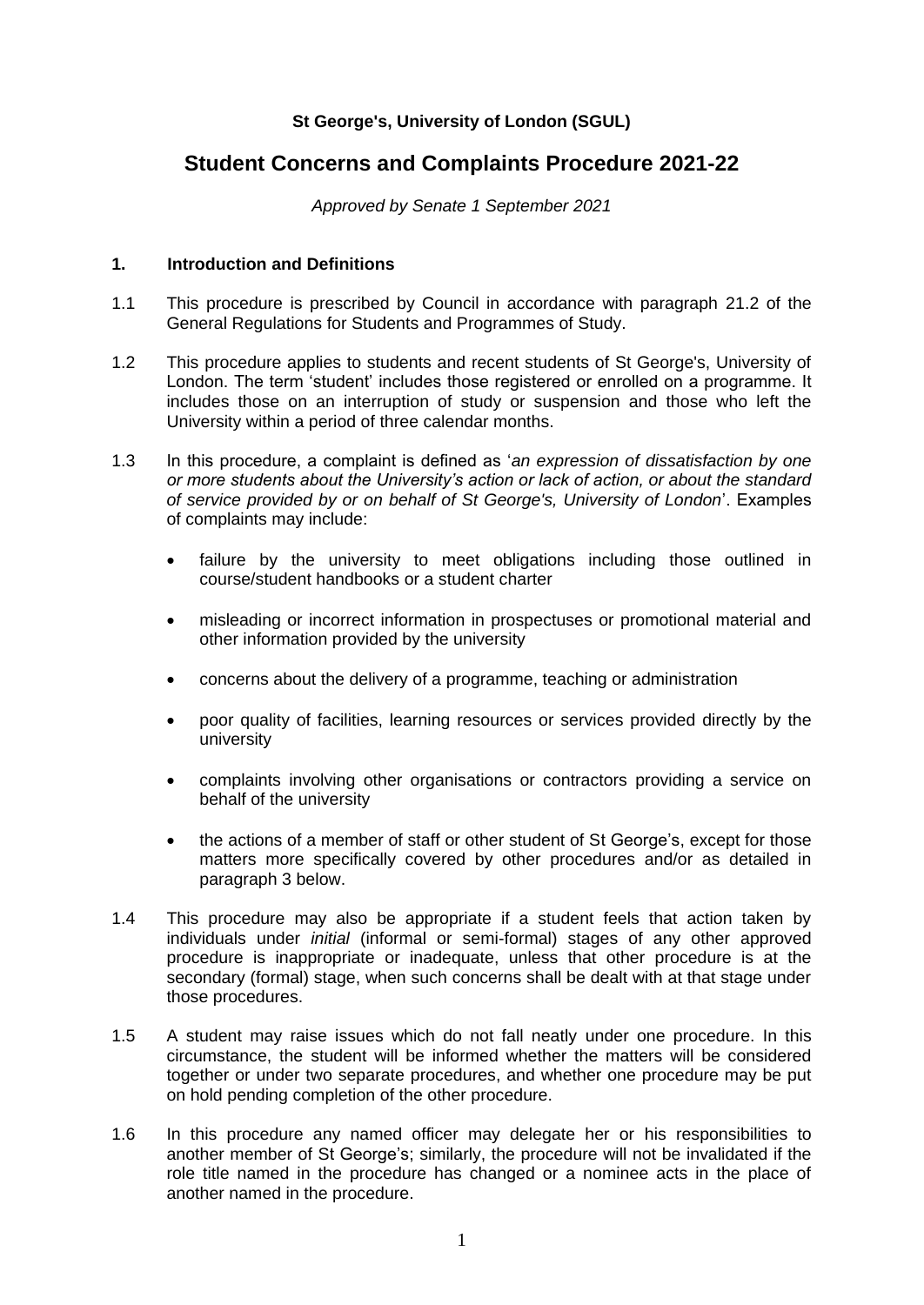**St George's, University of London (SGUL)**

# Student Concerns and Complaints Procedure 2021-22

*Approved by Senate 1 September 2021*

## 1. Introduction and Definitions

1.1 This procedure is prescribed by Council in accordance with paragraph 21.2 of the General Regulations for Students and Programmes of Study.

1.2 This procedure applies to students and recent students of St George's, University of London. The term 'student' includes those registered or enrolled on a programme. It includes those on an interruption of study or suspension and those who left the University within a period of three calendar months.

1.3 In this procedure, a complaint is defined as '*an expression of dissatisfaction by one or more students about the University's action or lack of action, or about the standard of service provided by or on behalf of St George's, University of London*'. Examples of complaints may include:

- failure by the university to meet obligations including those outlined in course/student handbooks or a student charter
- misleading or incorrect information in prospectuses or promotional material and other information provided by the university
- concerns about the delivery of a programme, teaching or administration
- poor quality of facilities, learning resources or services provided directly by the university
- complaints involving other organisations or contractors providing a service on behalf of the university
- the actions of a member of staff or other student of St George's, except for those matters more specifically covered by other procedures and/or as detailed in paragraph 3 below.

1.4 This procedure may also be appropriate if a student feels that action taken by individuals under *initial* (informal or semi-formal) stages of any other approved procedure is inappropriate or inadequate, unless that other procedure is at the secondary (formal) stage, when such concerns shall be dealt with at that stage under those procedures.

1.5 A student may raise issues which do not fall neatly under one procedure. In this circumstance, the student will be informed whether the matters will be considered together or under two separate procedures, and whether one procedure may be put on hold pending completion of the other procedure.

1.6 In this procedure any named officer may delegate her or his responsibilities to another member of St George's; similarly, the procedure will not be invalidated if the role title named in the procedure has changed or a nominee acts in the place of another named in the procedure.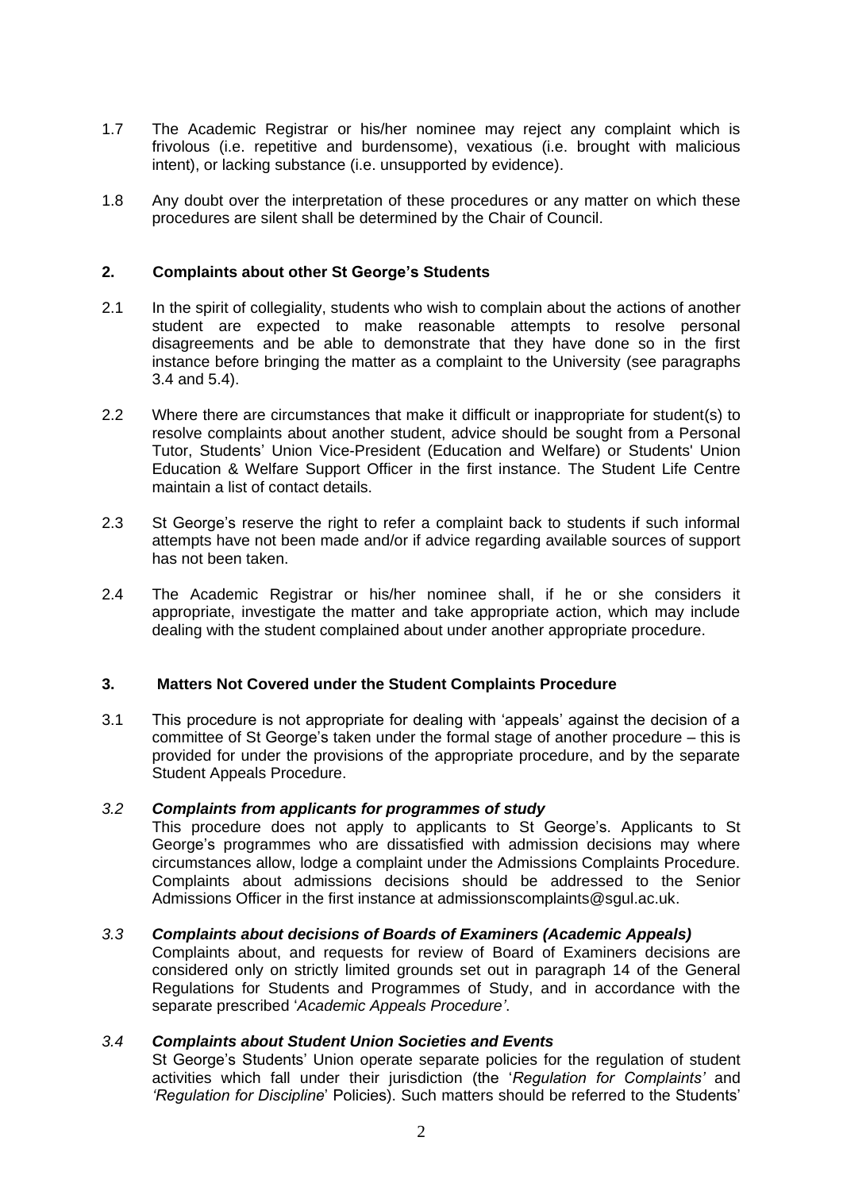1.7 The Academic Registrar or his/her nominee may reject any complaint which is frivolous (i.e. repetitive and burdensome), vexatious (i.e. brought with malicious intent), or lacking substance (i.e. unsupported by evidence).

1.8 Any doubt over the interpretation of these procedures or any matter on which these procedures are silent shall be determined by the Chair of Council.

## 2. Complaints about other St George's Students

2.1 In the spirit of collegiality, students who wish to complain about the actions of another student are expected to make reasonable attempts to resolve personal disagreements and be able to demonstrate that they have done so in the first instance before bringing the matter as a complaint to the University (see paragraphs 3.4 and 5.4).

2.2 Where there are circumstances that make it difficult or inappropriate for student(s) to resolve complaints about another student, advice should be sought from a Personal Tutor, Students' Union Vice-President (Education and Welfare) or Students' Union Education & Welfare Support Officer in the first instance. The Student Life Centre maintain a list of contact details.

2.3 St George's reserve the right to refer a complaint back to students if such informal attempts have not been made and/or if advice regarding available sources of support has not been taken.

2.4 The Academic Registrar or his/her nominee shall, if he or she considers it appropriate, investigate the matter and take appropriate action, which may include dealing with the student complained about under another appropriate procedure.

## 3. Matters Not Covered under the Student Complaints Procedure

3.1 This procedure is not appropriate for dealing with 'appeals' against the decision of a committee of St George's taken under the formal stage of another procedure – this is provided for under the provisions of the appropriate procedure, and by the separate Student Appeals Procedure.

*3.2* ***Complaints from applicants for programmes of study***

This procedure does not apply to applicants to St George's. Applicants to St George's programmes who are dissatisfied with admission decisions may where circumstances allow, lodge a complaint under the Admissions Complaints Procedure. Complaints about admissions decisions should be addressed to the Senior Admissions Officer in the first instance at admissionscomplaints@sgul.ac.uk.

*3.3* ***Complaints about decisions of Boards of Examiners (Academic Appeals)***

Complaints about, and requests for review of Board of Examiners decisions are considered only on strictly limited grounds set out in paragraph 14 of the General Regulations for Students and Programmes of Study, and in accordance with the separate prescribed '*Academic Appeals Procedure'*.

*3.4* ***Complaints about Student Union Societies and Events***

St George's Students' Union operate separate policies for the regulation of student activities which fall under their jurisdiction (the '*Regulation for Complaints'* and *'Regulation for Discipline*' Policies). Such matters should be referred to the Students'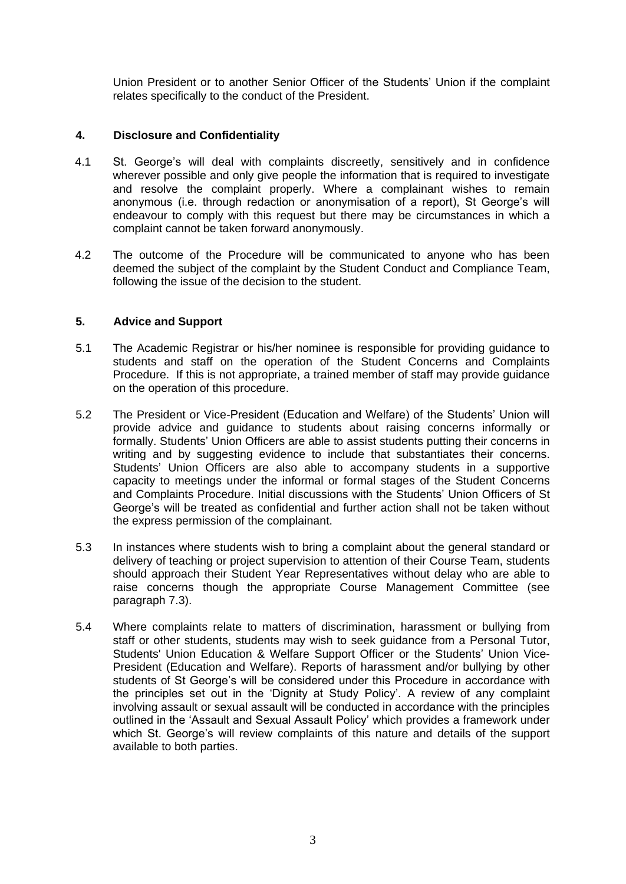Union President or to another Senior Officer of the Students' Union if the complaint relates specifically to the conduct of the President.

## 4. Disclosure and Confidentiality

4.1 St. George's will deal with complaints discreetly, sensitively and in confidence wherever possible and only give people the information that is required to investigate and resolve the complaint properly. Where a complainant wishes to remain anonymous (i.e. through redaction or anonymisation of a report), St George's will endeavour to comply with this request but there may be circumstances in which a complaint cannot be taken forward anonymously.

4.2 The outcome of the Procedure will be communicated to anyone who has been deemed the subject of the complaint by the Student Conduct and Compliance Team, following the issue of the decision to the student.

## 5. Advice and Support

5.1 The Academic Registrar or his/her nominee is responsible for providing guidance to students and staff on the operation of the Student Concerns and Complaints Procedure. If this is not appropriate, a trained member of staff may provide guidance on the operation of this procedure.

5.2 The President or Vice-President (Education and Welfare) of the Students' Union will provide advice and guidance to students about raising concerns informally or formally. Students' Union Officers are able to assist students putting their concerns in writing and by suggesting evidence to include that substantiates their concerns. Students' Union Officers are also able to accompany students in a supportive capacity to meetings under the informal or formal stages of the Student Concerns and Complaints Procedure. Initial discussions with the Students' Union Officers of St George's will be treated as confidential and further action shall not be taken without the express permission of the complainant.

5.3 In instances where students wish to bring a complaint about the general standard or delivery of teaching or project supervision to attention of their Course Team, students should approach their Student Year Representatives without delay who are able to raise concerns though the appropriate Course Management Committee (see paragraph 7.3).

5.4 Where complaints relate to matters of discrimination, harassment or bullying from staff or other students, students may wish to seek guidance from a Personal Tutor, Students' Union Education & Welfare Support Officer or the Students' Union Vice-President (Education and Welfare). Reports of harassment and/or bullying by other students of St George's will be considered under this Procedure in accordance with the principles set out in the 'Dignity at Study Policy'. A review of any complaint involving assault or sexual assault will be conducted in accordance with the principles outlined in the 'Assault and Sexual Assault Policy' which provides a framework under which St. George's will review complaints of this nature and details of the support available to both parties.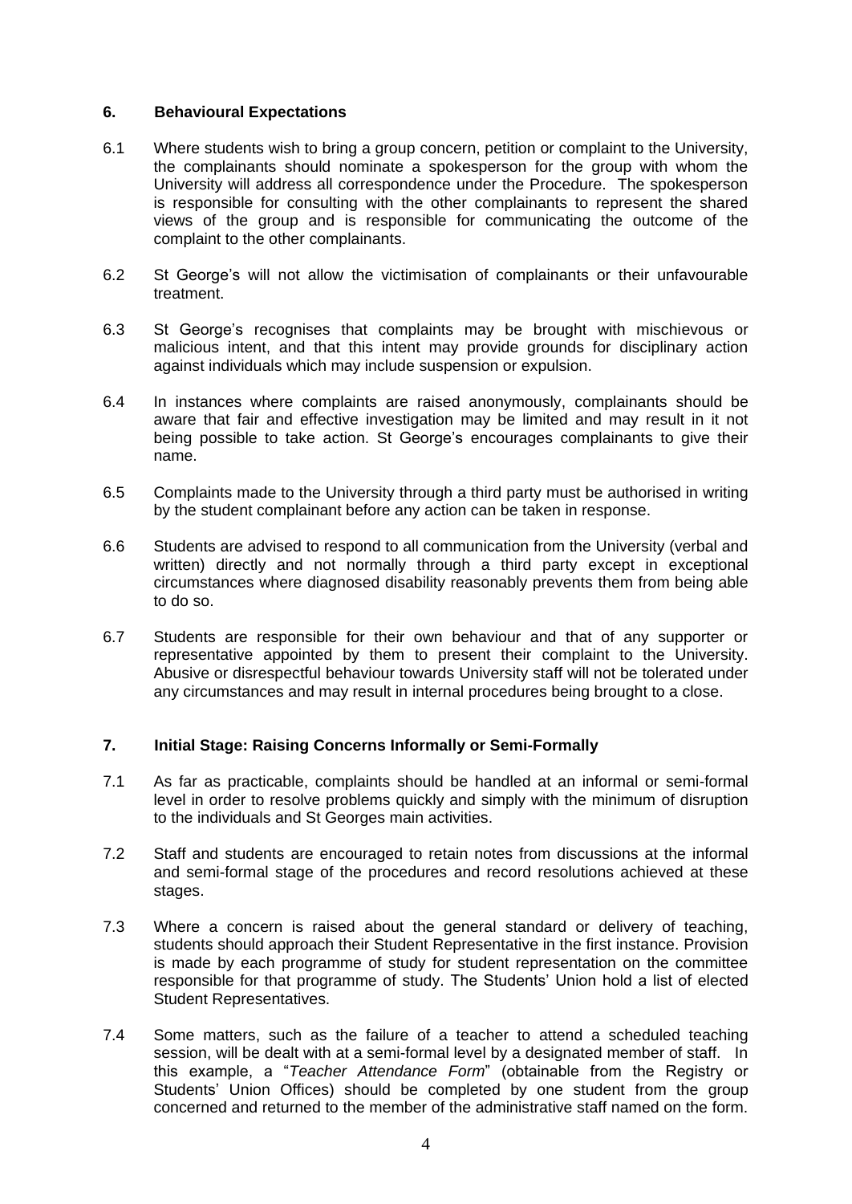## 6. Behavioural Expectations

6.1 Where students wish to bring a group concern, petition or complaint to the University, the complainants should nominate a spokesperson for the group with whom the University will address all correspondence under the Procedure. The spokesperson is responsible for consulting with the other complainants to represent the shared views of the group and is responsible for communicating the outcome of the complaint to the other complainants.

6.2 St George's will not allow the victimisation of complainants or their unfavourable treatment.

6.3 St George's recognises that complaints may be brought with mischievous or malicious intent, and that this intent may provide grounds for disciplinary action against individuals which may include suspension or expulsion.

6.4 In instances where complaints are raised anonymously, complainants should be aware that fair and effective investigation may be limited and may result in it not being possible to take action. St George's encourages complainants to give their name.

6.5 Complaints made to the University through a third party must be authorised in writing by the student complainant before any action can be taken in response.

6.6 Students are advised to respond to all communication from the University (verbal and written) directly and not normally through a third party except in exceptional circumstances where diagnosed disability reasonably prevents them from being able to do so.

6.7 Students are responsible for their own behaviour and that of any supporter or representative appointed by them to present their complaint to the University. Abusive or disrespectful behaviour towards University staff will not be tolerated under any circumstances and may result in internal procedures being brought to a close.

## 7. Initial Stage: Raising Concerns Informally or Semi-Formally

7.1 As far as practicable, complaints should be handled at an informal or semi-formal level in order to resolve problems quickly and simply with the minimum of disruption to the individuals and St Georges main activities.

7.2 Staff and students are encouraged to retain notes from discussions at the informal and semi-formal stage of the procedures and record resolutions achieved at these stages.

7.3 Where a concern is raised about the general standard or delivery of teaching, students should approach their Student Representative in the first instance. Provision is made by each programme of study for student representation on the committee responsible for that programme of study. The Students' Union hold a list of elected Student Representatives.

7.4 Some matters, such as the failure of a teacher to attend a scheduled teaching session, will be dealt with at a semi-formal level by a designated member of staff. In this example, a "*Teacher Attendance Form*" (obtainable from the Registry or Students' Union Offices) should be completed by one student from the group concerned and returned to the member of the administrative staff named on the form.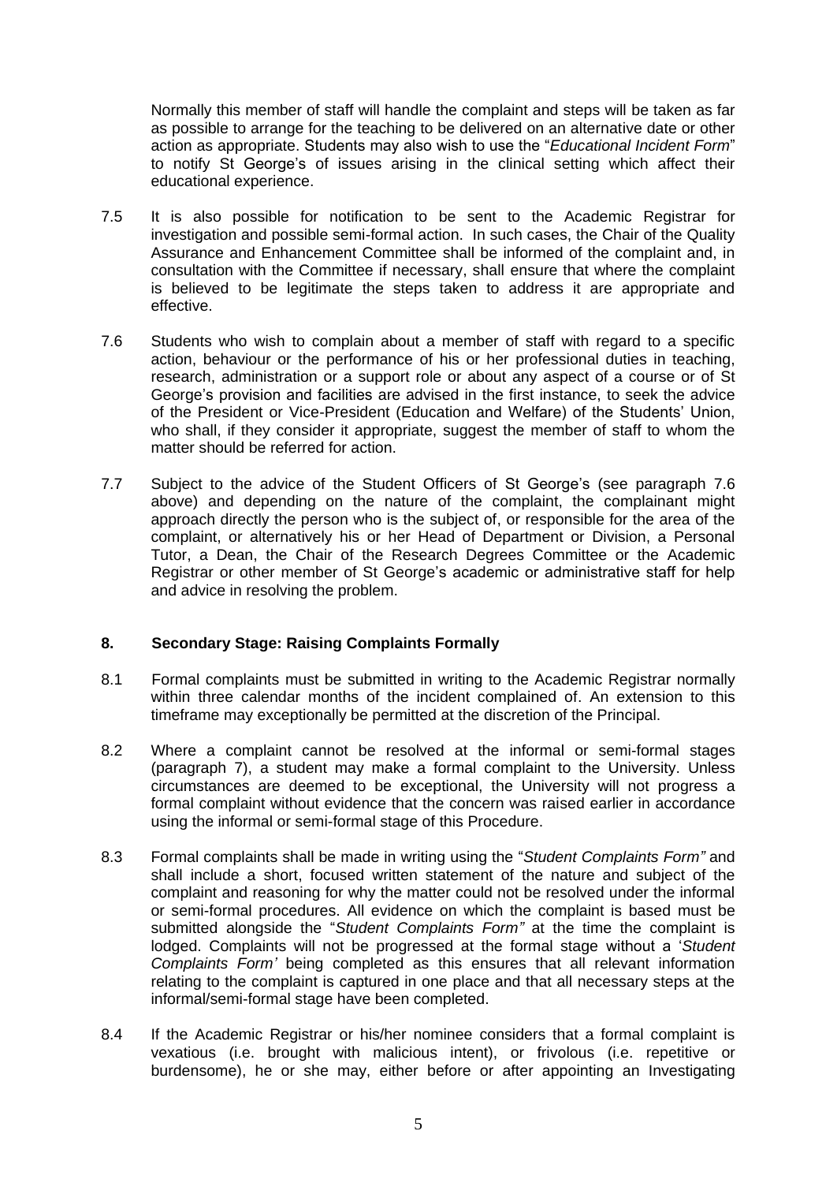Normally this member of staff will handle the complaint and steps will be taken as far as possible to arrange for the teaching to be delivered on an alternative date or other action as appropriate. Students may also wish to use the "*Educational Incident Form*" to notify St George's of issues arising in the clinical setting which affect their educational experience.

7.5 It is also possible for notification to be sent to the Academic Registrar for investigation and possible semi-formal action. In such cases, the Chair of the Quality Assurance and Enhancement Committee shall be informed of the complaint and, in consultation with the Committee if necessary, shall ensure that where the complaint is believed to be legitimate the steps taken to address it are appropriate and effective.

7.6 Students who wish to complain about a member of staff with regard to a specific action, behaviour or the performance of his or her professional duties in teaching, research, administration or a support role or about any aspect of a course or of St George's provision and facilities are advised in the first instance, to seek the advice of the President or Vice-President (Education and Welfare) of the Students' Union, who shall, if they consider it appropriate, suggest the member of staff to whom the matter should be referred for action.

7.7 Subject to the advice of the Student Officers of St George's (see paragraph 7.6 above) and depending on the nature of the complaint, the complainant might approach directly the person who is the subject of, or responsible for the area of the complaint, or alternatively his or her Head of Department or Division, a Personal Tutor, a Dean, the Chair of the Research Degrees Committee or the Academic Registrar or other member of St George's academic or administrative staff for help and advice in resolving the problem.

## 8. Secondary Stage: Raising Complaints Formally

8.1 Formal complaints must be submitted in writing to the Academic Registrar normally within three calendar months of the incident complained of. An extension to this timeframe may exceptionally be permitted at the discretion of the Principal.

8.2 Where a complaint cannot be resolved at the informal or semi-formal stages (paragraph 7), a student may make a formal complaint to the University. Unless circumstances are deemed to be exceptional, the University will not progress a formal complaint without evidence that the concern was raised earlier in accordance using the informal or semi-formal stage of this Procedure.

8.3 Formal complaints shall be made in writing using the "*Student Complaints Form"* and shall include a short, focused written statement of the nature and subject of the complaint and reasoning for why the matter could not be resolved under the informal or semi-formal procedures. All evidence on which the complaint is based must be submitted alongside the "*Student Complaints Form"* at the time the complaint is lodged. Complaints will not be progressed at the formal stage without a '*Student Complaints Form'* being completed as this ensures that all relevant information relating to the complaint is captured in one place and that all necessary steps at the informal/semi-formal stage have been completed.

8.4 If the Academic Registrar or his/her nominee considers that a formal complaint is vexatious (i.e. brought with malicious intent), or frivolous (i.e. repetitive or burdensome), he or she may, either before or after appointing an Investigating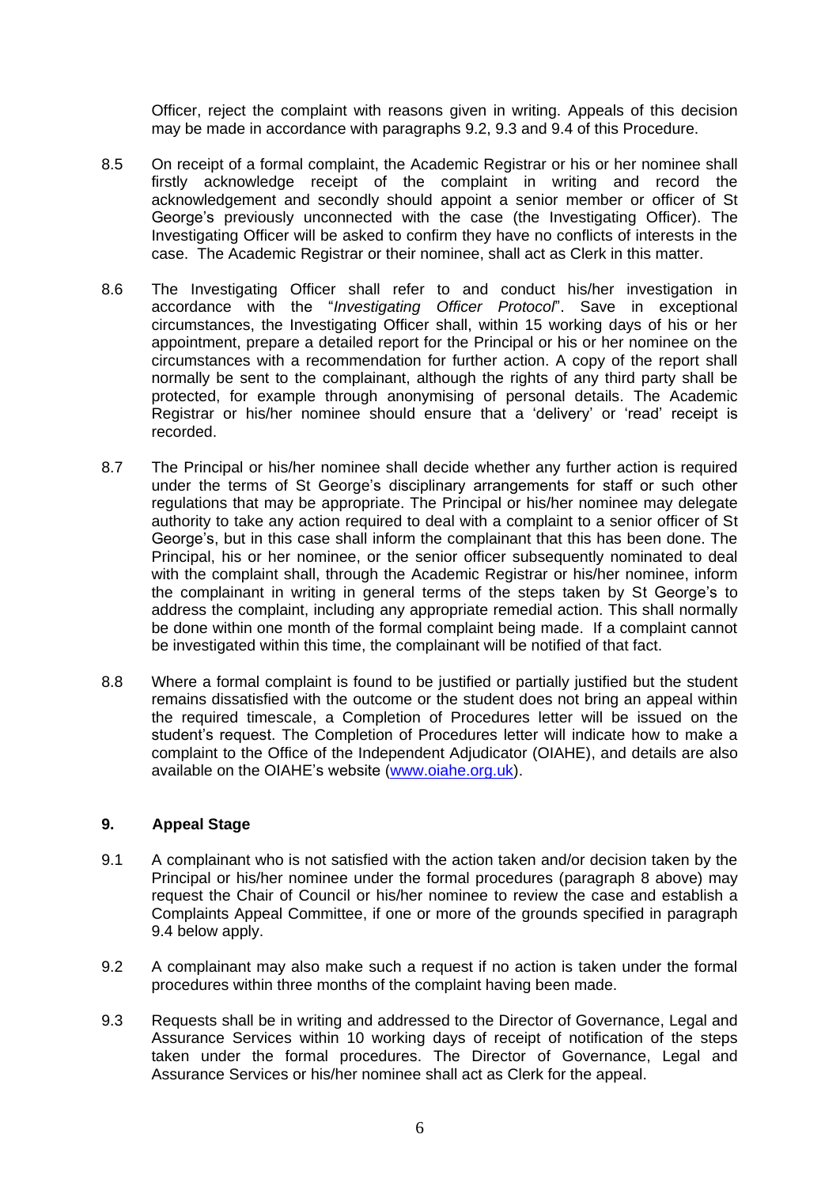Officer, reject the complaint with reasons given in writing. Appeals of this decision may be made in accordance with paragraphs 9.2, 9.3 and 9.4 of this Procedure.

8.5 On receipt of a formal complaint, the Academic Registrar or his or her nominee shall firstly acknowledge receipt of the complaint in writing and record the acknowledgement and secondly should appoint a senior member or officer of St George's previously unconnected with the case (the Investigating Officer). The Investigating Officer will be asked to confirm they have no conflicts of interests in the case. The Academic Registrar or their nominee, shall act as Clerk in this matter.

8.6 The Investigating Officer shall refer to and conduct his/her investigation in accordance with the "*Investigating Officer Protocol*". Save in exceptional circumstances, the Investigating Officer shall, within 15 working days of his or her appointment, prepare a detailed report for the Principal or his or her nominee on the circumstances with a recommendation for further action. A copy of the report shall normally be sent to the complainant, although the rights of any third party shall be protected, for example through anonymising of personal details. The Academic Registrar or his/her nominee should ensure that a 'delivery' or 'read' receipt is recorded.

8.7 The Principal or his/her nominee shall decide whether any further action is required under the terms of St George's disciplinary arrangements for staff or such other regulations that may be appropriate. The Principal or his/her nominee may delegate authority to take any action required to deal with a complaint to a senior officer of St George's, but in this case shall inform the complainant that this has been done. The Principal, his or her nominee, or the senior officer subsequently nominated to deal with the complaint shall, through the Academic Registrar or his/her nominee, inform the complainant in writing in general terms of the steps taken by St George's to address the complaint, including any appropriate remedial action. This shall normally be done within one month of the formal complaint being made. If a complaint cannot be investigated within this time, the complainant will be notified of that fact.

8.8 Where a formal complaint is found to be justified or partially justified but the student remains dissatisfied with the outcome or the student does not bring an appeal within the required timescale, a Completion of Procedures letter will be issued on the student's request. The Completion of Procedures letter will indicate how to make a complaint to the Office of the Independent Adjudicator (OIAHE), and details are also available on the OIAHE's website ([www.oiahe.org.uk](http://www.oiahe.org.uk)).

## 9. Appeal Stage

9.1 A complainant who is not satisfied with the action taken and/or decision taken by the Principal or his/her nominee under the formal procedures (paragraph 8 above) may request the Chair of Council or his/her nominee to review the case and establish a Complaints Appeal Committee, if one or more of the grounds specified in paragraph 9.4 below apply.

9.2 A complainant may also make such a request if no action is taken under the formal procedures within three months of the complaint having been made.

9.3 Requests shall be in writing and addressed to the Director of Governance, Legal and Assurance Services within 10 working days of receipt of notification of the steps taken under the formal procedures. The Director of Governance, Legal and Assurance Services or his/her nominee shall act as Clerk for the appeal.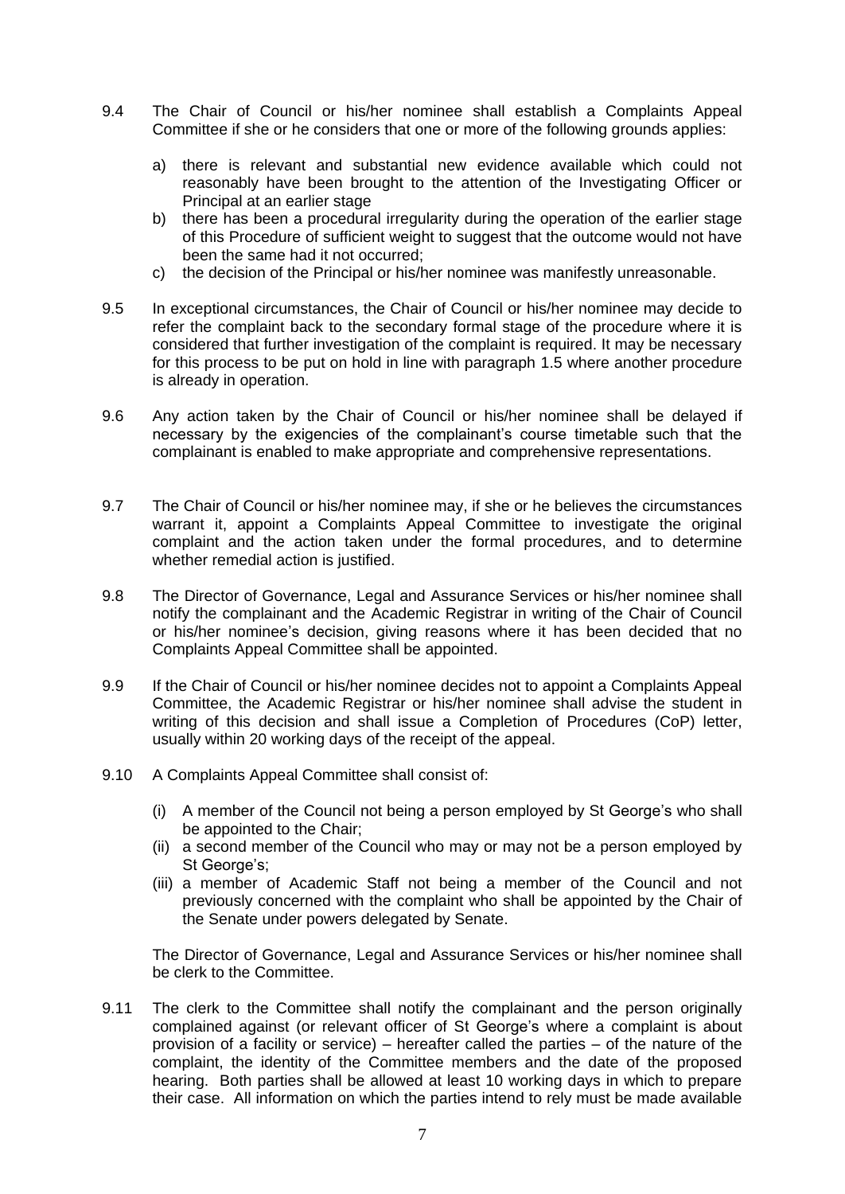9.4 The Chair of Council or his/her nominee shall establish a Complaints Appeal Committee if she or he considers that one or more of the following grounds applies:

   a) there is relevant and substantial new evidence available which could not reasonably have been brought to the attention of the Investigating Officer or Principal at an earlier stage
   b) there has been a procedural irregularity during the operation of the earlier stage of this Procedure of sufficient weight to suggest that the outcome would not have been the same had it not occurred;
   c) the decision of the Principal or his/her nominee was manifestly unreasonable.

9.5 In exceptional circumstances, the Chair of Council or his/her nominee may decide to refer the complaint back to the secondary formal stage of the procedure where it is considered that further investigation of the complaint is required. It may be necessary for this process to be put on hold in line with paragraph 1.5 where another procedure is already in operation.

9.6 Any action taken by the Chair of Council or his/her nominee shall be delayed if necessary by the exigencies of the complainant's course timetable such that the complainant is enabled to make appropriate and comprehensive representations.

9.7 The Chair of Council or his/her nominee may, if she or he believes the circumstances warrant it, appoint a Complaints Appeal Committee to investigate the original complaint and the action taken under the formal procedures, and to determine whether remedial action is justified.

9.8 The Director of Governance, Legal and Assurance Services or his/her nominee shall notify the complainant and the Academic Registrar in writing of the Chair of Council or his/her nominee's decision, giving reasons where it has been decided that no Complaints Appeal Committee shall be appointed.

9.9 If the Chair of Council or his/her nominee decides not to appoint a Complaints Appeal Committee, the Academic Registrar or his/her nominee shall advise the student in writing of this decision and shall issue a Completion of Procedures (CoP) letter, usually within 20 working days of the receipt of the appeal.

9.10 A Complaints Appeal Committee shall consist of:

   (i) A member of the Council not being a person employed by St George's who shall be appointed to the Chair;
   (ii) a second member of the Council who may or may not be a person employed by St George's;
   (iii) a member of Academic Staff not being a member of the Council and not previously concerned with the complaint who shall be appointed by the Chair of the Senate under powers delegated by Senate.

   The Director of Governance, Legal and Assurance Services or his/her nominee shall be clerk to the Committee.

9.11 The clerk to the Committee shall notify the complainant and the person originally complained against (or relevant officer of St George's where a complaint is about provision of a facility or service) – hereafter called the parties – of the nature of the complaint, the identity of the Committee members and the date of the proposed hearing. Both parties shall be allowed at least 10 working days in which to prepare their case. All information on which the parties intend to rely must be made available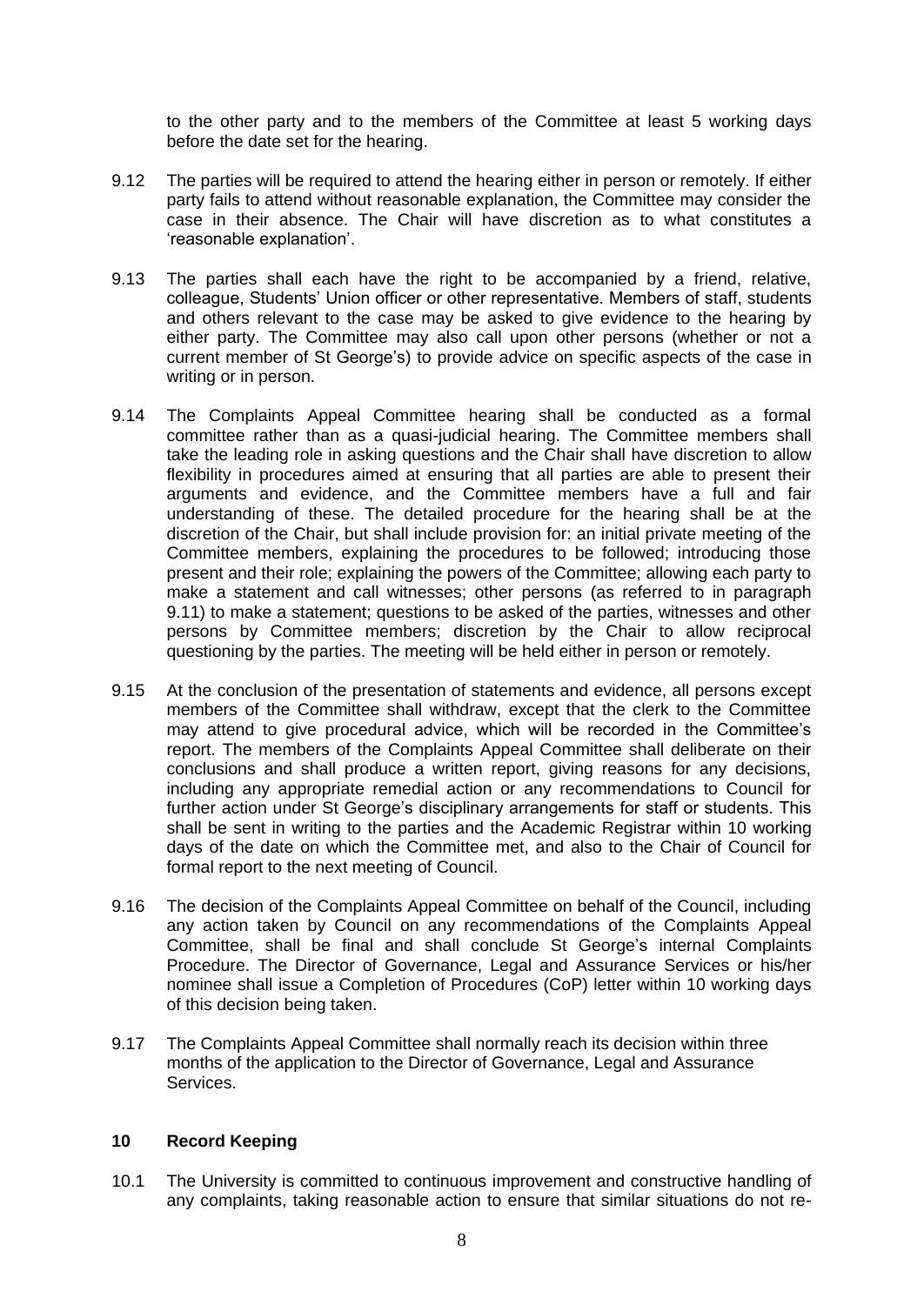to the other party and to the members of the Committee at least 5 working days before the date set for the hearing.

9.12 The parties will be required to attend the hearing either in person or remotely. If either party fails to attend without reasonable explanation, the Committee may consider the case in their absence. The Chair will have discretion as to what constitutes a 'reasonable explanation'.

9.13 The parties shall each have the right to be accompanied by a friend, relative, colleague, Students' Union officer or other representative. Members of staff, students and others relevant to the case may be asked to give evidence to the hearing by either party. The Committee may also call upon other persons (whether or not a current member of St George's) to provide advice on specific aspects of the case in writing or in person.

9.14 The Complaints Appeal Committee hearing shall be conducted as a formal committee rather than as a quasi-judicial hearing. The Committee members shall take the leading role in asking questions and the Chair shall have discretion to allow flexibility in procedures aimed at ensuring that all parties are able to present their arguments and evidence, and the Committee members have a full and fair understanding of these. The detailed procedure for the hearing shall be at the discretion of the Chair, but shall include provision for: an initial private meeting of the Committee members, explaining the procedures to be followed; introducing those present and their role; explaining the powers of the Committee; allowing each party to make a statement and call witnesses; other persons (as referred to in paragraph 9.11) to make a statement; questions to be asked of the parties, witnesses and other persons by Committee members; discretion by the Chair to allow reciprocal questioning by the parties. The meeting will be held either in person or remotely.

9.15 At the conclusion of the presentation of statements and evidence, all persons except members of the Committee shall withdraw, except that the clerk to the Committee may attend to give procedural advice, which will be recorded in the Committee's report. The members of the Complaints Appeal Committee shall deliberate on their conclusions and shall produce a written report, giving reasons for any decisions, including any appropriate remedial action or any recommendations to Council for further action under St George's disciplinary arrangements for staff or students. This shall be sent in writing to the parties and the Academic Registrar within 10 working days of the date on which the Committee met, and also to the Chair of Council for formal report to the next meeting of Council.

9.16 The decision of the Complaints Appeal Committee on behalf of the Council, including any action taken by Council on any recommendations of the Complaints Appeal Committee, shall be final and shall conclude St George's internal Complaints Procedure. The Director of Governance, Legal and Assurance Services or his/her nominee shall issue a Completion of Procedures (CoP) letter within 10 working days of this decision being taken.

9.17 The Complaints Appeal Committee shall normally reach its decision within three months of the application to the Director of Governance, Legal and Assurance Services.

## 10 Record Keeping

10.1 The University is committed to continuous improvement and constructive handling of any complaints, taking reasonable action to ensure that similar situations do not re-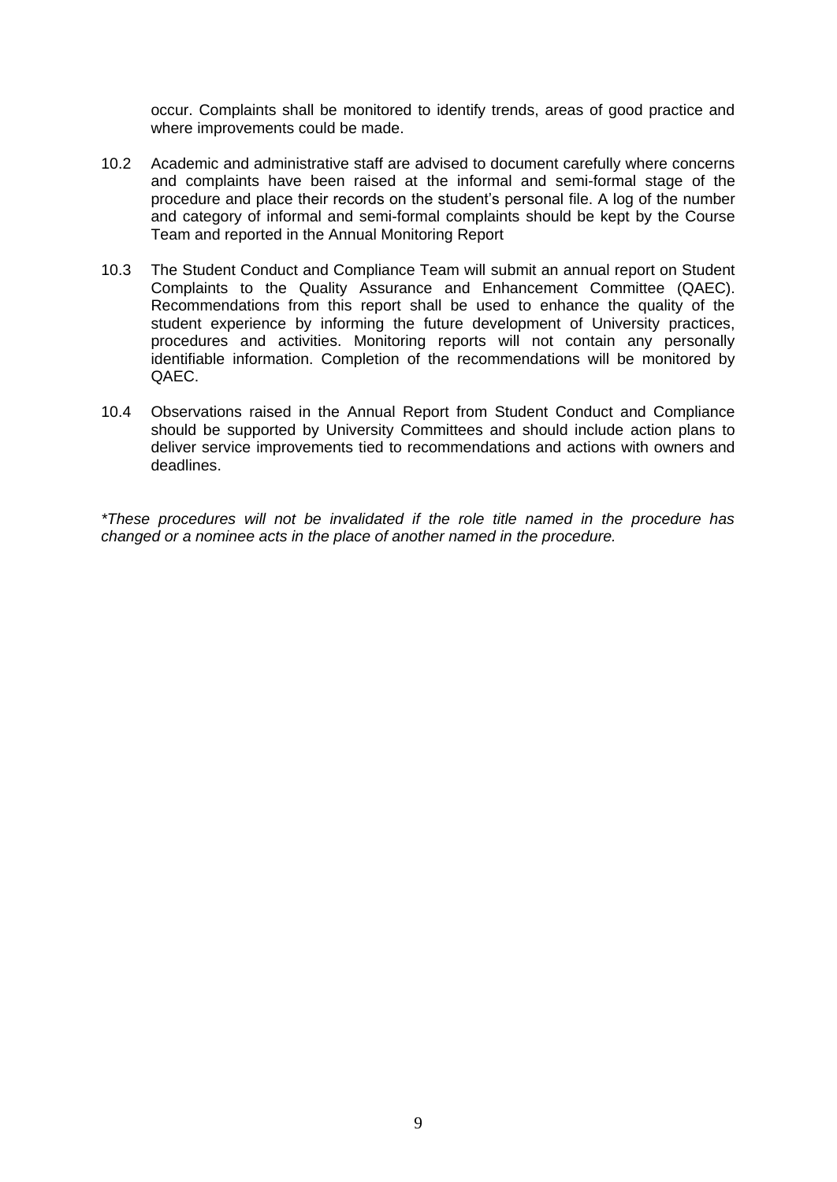occur. Complaints shall be monitored to identify trends, areas of good practice and where improvements could be made.

10.2 Academic and administrative staff are advised to document carefully where concerns and complaints have been raised at the informal and semi-formal stage of the procedure and place their records on the student's personal file. A log of the number and category of informal and semi-formal complaints should be kept by the Course Team and reported in the Annual Monitoring Report

10.3 The Student Conduct and Compliance Team will submit an annual report on Student Complaints to the Quality Assurance and Enhancement Committee (QAEC). Recommendations from this report shall be used to enhance the quality of the student experience by informing the future development of University practices, procedures and activities. Monitoring reports will not contain any personally identifiable information. Completion of the recommendations will be monitored by QAEC.

10.4 Observations raised in the Annual Report from Student Conduct and Compliance should be supported by University Committees and should include action plans to deliver service improvements tied to recommendations and actions with owners and deadlines.

*\*These procedures will not be invalidated if the role title named in the procedure has changed or a nominee acts in the place of another named in the procedure.*